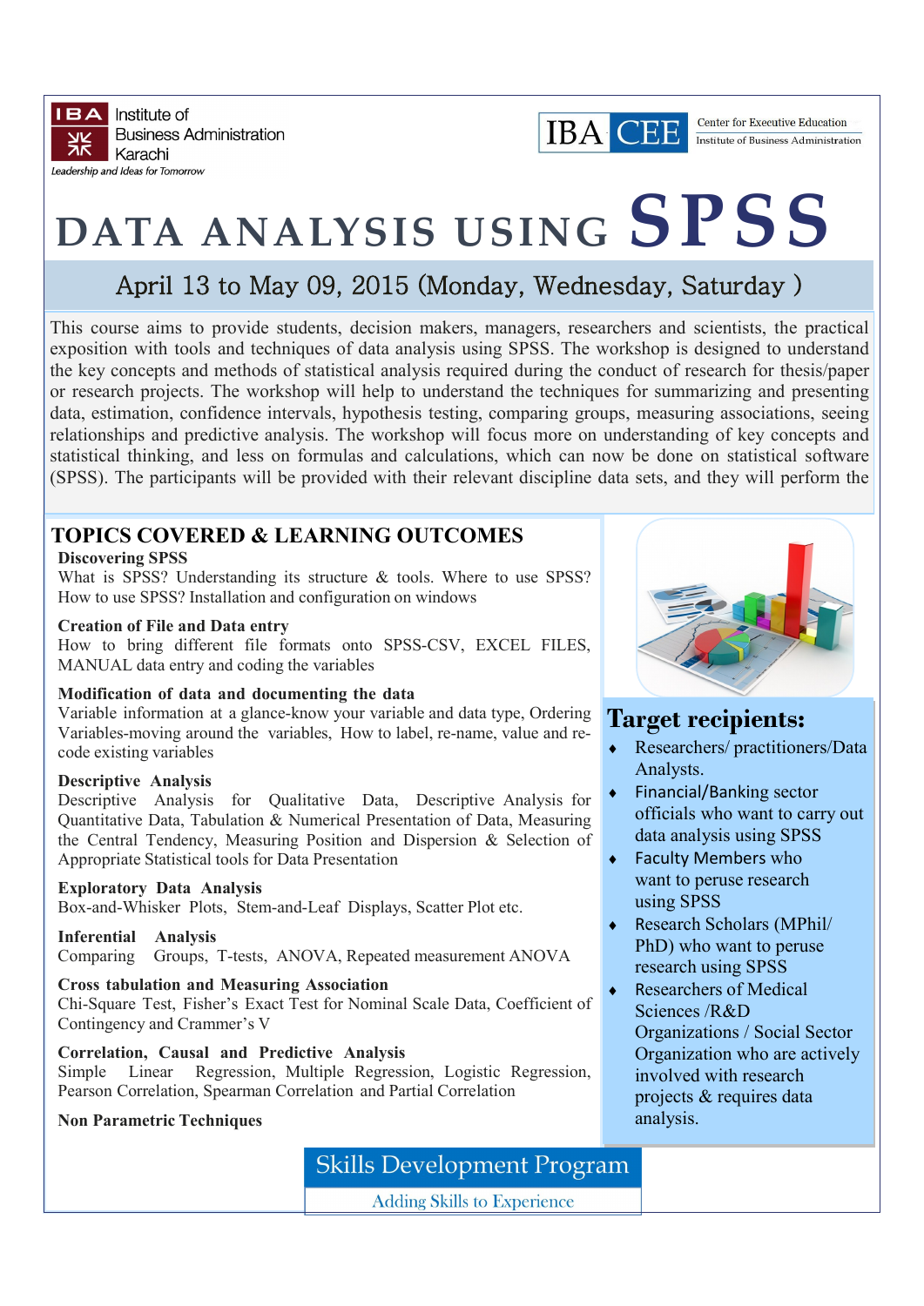IBA Institute of Business Administration Karachi
*Leadership and Ideas for Tomorrow*

IBA CEE Center for Executive Education Institute of Business Administration

# DATA ANALYSIS USING SPSS

## April 13 to May 09, 2015 (Monday, Wednesday, Saturday )

This course aims to provide students, decision makers, managers, researchers and scientists, the practical exposition with tools and techniques of data analysis using SPSS. The workshop is designed to understand the key concepts and methods of statistical analysis required during the conduct of research for thesis/paper or research projects. The workshop will help to understand the techniques for summarizing and presenting data, estimation, confidence intervals, hypothesis testing, comparing groups, measuring associations, seeing relationships and predictive analysis. The workshop will focus more on understanding of key concepts and statistical thinking, and less on formulas and calculations, which can now be done on statistical software (SPSS). The participants will be provided with their relevant discipline data sets, and they will perform the

## TOPICS COVERED & LEARNING OUTCOMES

**Discovering SPSS**
What is SPSS? Understanding its structure & tools. Where to use SPSS? How to use SPSS? Installation and configuration on windows

**Creation of File and Data entry**
How to bring different file formats onto SPSS-CSV, EXCEL FILES, MANUAL data entry and coding the variables

**Modification of data and documenting the data**
Variable information at a glance-know your variable and data type, Ordering Variables-moving around the variables, How to label, re-name, value and re-code existing variables

**Descriptive Analysis**
Descriptive Analysis for Qualitative Data, Descriptive Analysis for Quantitative Data, Tabulation & Numerical Presentation of Data, Measuring the Central Tendency, Measuring Position and Dispersion & Selection of Appropriate Statistical tools for Data Presentation

**Exploratory Data Analysis**
Box-and-Whisker Plots, Stem-and-Leaf Displays, Scatter Plot etc.

**Inferential Analysis**
Comparing Groups, T-tests, ANOVA, Repeated measurement ANOVA

**Cross tabulation and Measuring Association**
Chi-Square Test, Fisher's Exact Test for Nominal Scale Data, Coefficient of Contingency and Crammer's V

**Correlation, Causal and Predictive Analysis**
Simple Linear Regression, Multiple Regression, Logistic Regression, Pearson Correlation, Spearman Correlation and Partial Correlation

**Non Parametric Techniques**

## Target recipients:

- Researchers/ practitioners/Data Analysts.
- Financial/Banking sector officials who want to carry out data analysis using SPSS
- Faculty Members who want to peruse research using SPSS
- Research Scholars (MPhil/ PhD) who want to peruse research using SPSS
- Researchers of Medical Sciences /R&D Organizations / Social Sector Organization who are actively involved with research projects & requires data analysis.

Skills Development Program
Adding Skills to Experience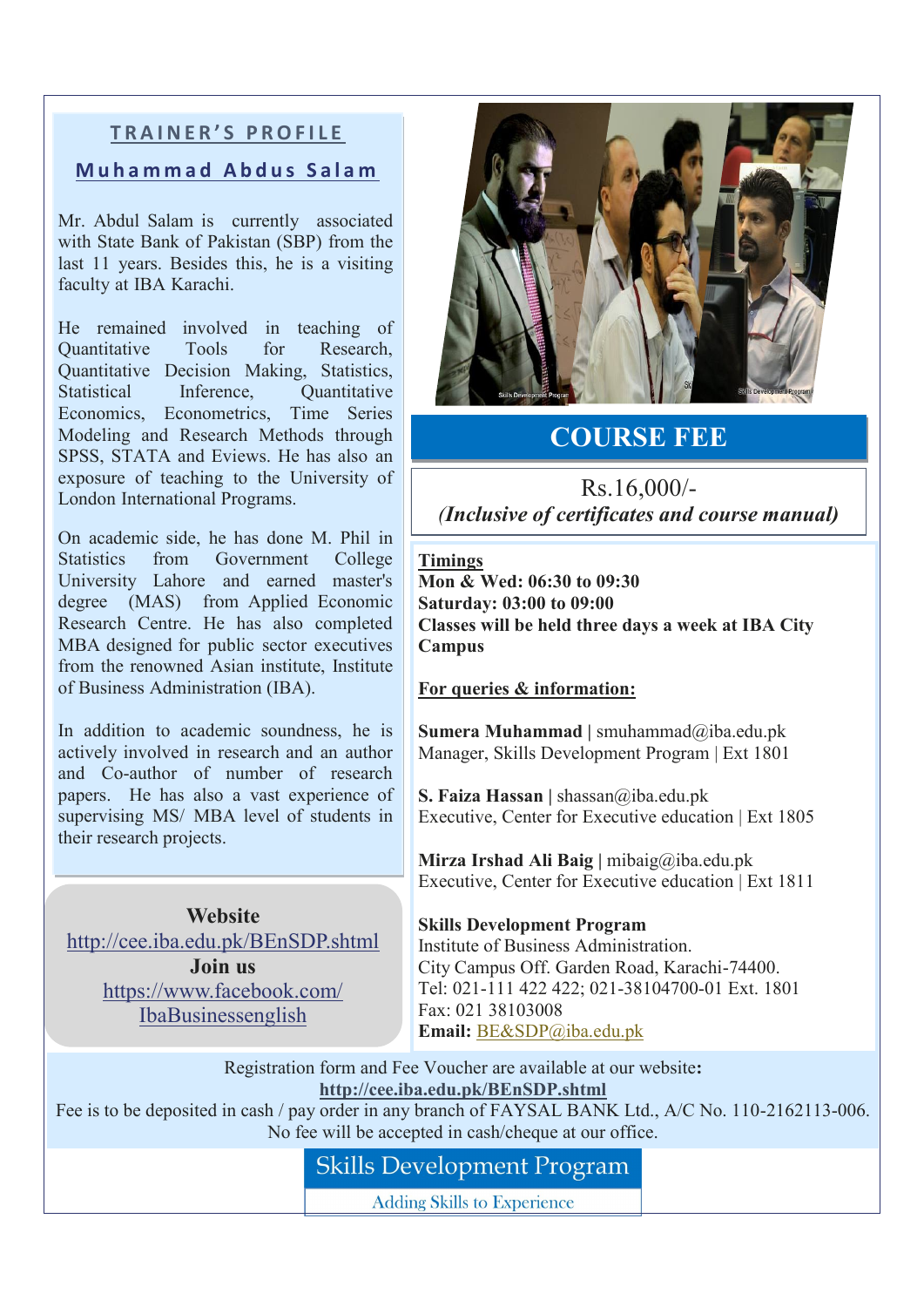## TRAINER'S PROFILE

### Muhammad Abdus Salam

Mr. Abdul Salam is currently associated with State Bank of Pakistan (SBP) from the last 11 years. Besides this, he is a visiting faculty at IBA Karachi.

He remained involved in teaching of Quantitative Tools for Research, Quantitative Decision Making, Statistics, Statistical Inference, Quantitative Economics, Econometrics, Time Series Modeling and Research Methods through SPSS, STATA and Eviews. He has also an exposure of teaching to the University of London International Programs.

On academic side, he has done M. Phil in Statistics from Government College University Lahore and earned master's degree (MAS) from Applied Economic Research Centre. He has also completed MBA designed for public sector executives from the renowned Asian institute, Institute of Business Administration (IBA).

In addition to academic soundness, he is actively involved in research and an author and Co-author of number of research papers. He has also a vast experience of supervising MS/ MBA level of students in their research projects.

**Website**
http://cee.iba.edu.pk/BEnSDP.shtml
**Join us**
https://www.facebook.com/IbaBusinessenglish

## COURSE FEE

Rs.16,000/-
*(Inclusive of certificates and course manual)*

**Timings**
**Mon & Wed: 06:30 to 09:30**
**Saturday: 03:00 to 09:00**
**Classes will be held three days a week at IBA City Campus**

**For queries & information:**

**Sumera Muhammad |** smuhammad@iba.edu.pk
Manager, Skills Development Program | Ext 1801

**S. Faiza Hassan |** shassan@iba.edu.pk
Executive, Center for Executive education | Ext 1805

**Mirza Irshad Ali Baig |** mibaig@iba.edu.pk
Executive, Center for Executive education | Ext 1811

**Skills Development Program**
Institute of Business Administration.
City Campus Off. Garden Road, Karachi-74400.
Tel: 021-111 422 422; 021-38104700-01 Ext. 1801
Fax: 021 38103008
**Email:** BE&SDP@iba.edu.pk

Registration form and Fee Voucher are available at our website:
**http://cee.iba.edu.pk/BEnSDP.shtml**
Fee is to be deposited in cash / pay order in any branch of FAYSAL BANK Ltd., A/C No. 110-2162113-006.
No fee will be accepted in cash/cheque at our office.

Skills Development Program
Adding Skills to Experience